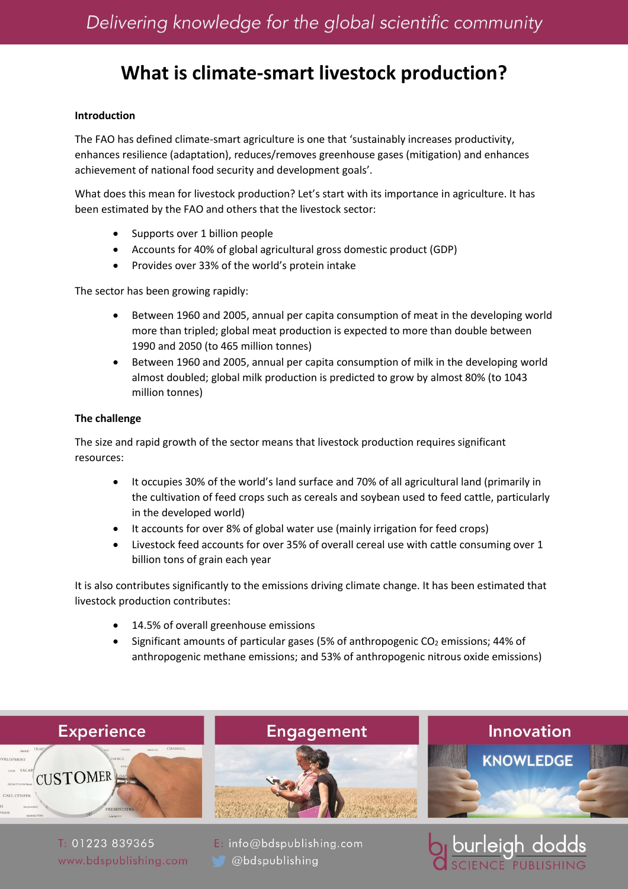# What is climate-smart livestock production?

**Introduction**

The FAO has defined climate-smart agriculture is one that 'sustainably increases productivity, enhances resilience (adaptation), reduces/removes greenhouse gases (mitigation) and enhances achievement of national food security and development goals'.

What does this mean for livestock production? Let's start with its importance in agriculture. It has been estimated by the FAO and others that the livestock sector:

- Supports over 1 billion people
- Accounts for 40% of global agricultural gross domestic product (GDP)
- Provides over 33% of the world's protein intake

The sector has been growing rapidly:

- Between 1960 and 2005, annual per capita consumption of meat in the developing world more than tripled; global meat production is expected to more than double between 1990 and 2050 (to 465 million tonnes)
- Between 1960 and 2005, annual per capita consumption of milk in the developing world almost doubled; global milk production is predicted to grow by almost 80% (to 1043 million tonnes)

**The challenge**

The size and rapid growth of the sector means that livestock production requires significant resources:

- It occupies 30% of the world's land surface and 70% of all agricultural land (primarily in the cultivation of feed crops such as cereals and soybean used to feed cattle, particularly in the developed world)
- It accounts for over 8% of global water use (mainly irrigation for feed crops)
- Livestock feed accounts for over 35% of overall cereal use with cattle consuming over 1 billion tons of grain each year

It is also contributes significantly to the emissions driving climate change. It has been estimated that livestock production contributes:

- 14.5% of overall greenhouse emissions
- Significant amounts of particular gases (5% of anthropogenic $CO_2$ emissions; 44% of anthropogenic methane emissions; and 53% of anthropogenic nitrous oxide emissions)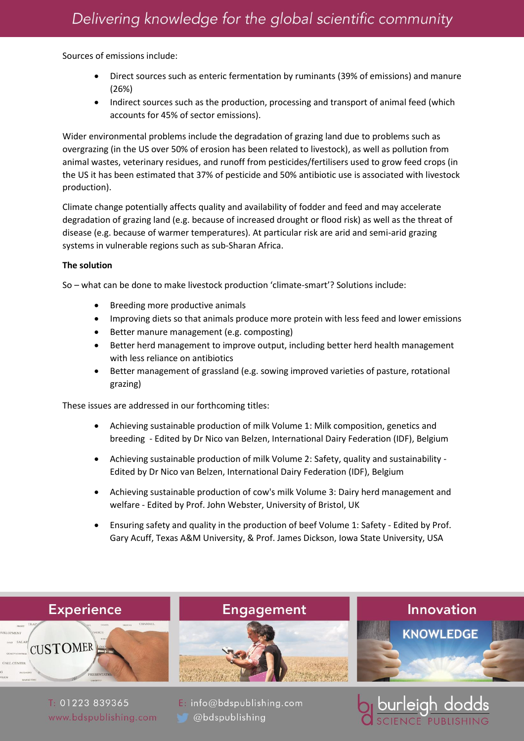Sources of emissions include:

- Direct sources such as enteric fermentation by ruminants (39% of emissions) and manure (26%)
- Indirect sources such as the production, processing and transport of animal feed (which accounts for 45% of sector emissions).

Wider environmental problems include the degradation of grazing land due to problems such as overgrazing (in the US over 50% of erosion has been related to livestock), as well as pollution from animal wastes, veterinary residues, and runoff from pesticides/fertilisers used to grow feed crops (in the US it has been estimated that 37% of pesticide and 50% antibiotic use is associated with livestock production).

Climate change potentially affects quality and availability of fodder and feed and may accelerate degradation of grazing land (e.g. because of increased drought or flood risk) as well as the threat of disease (e.g. because of warmer temperatures). At particular risk are arid and semi-arid grazing systems in vulnerable regions such as sub-Sharan Africa.

**The solution**

So – what can be done to make livestock production 'climate-smart'? Solutions include:

- Breeding more productive animals
- Improving diets so that animals produce more protein with less feed and lower emissions
- Better manure management (e.g. composting)
- Better herd management to improve output, including better herd health management with less reliance on antibiotics
- Better management of grassland (e.g. sowing improved varieties of pasture, rotational grazing)

These issues are addressed in our forthcoming titles:

- Achieving sustainable production of milk Volume 1: Milk composition, genetics and breeding - Edited by Dr Nico van Belzen, International Dairy Federation (IDF), Belgium
- Achieving sustainable production of milk Volume 2: Safety, quality and sustainability - Edited by Dr Nico van Belzen, International Dairy Federation (IDF), Belgium
- Achieving sustainable production of cow's milk Volume 3: Dairy herd management and welfare - Edited by Prof. John Webster, University of Bristol, UK
- Ensuring safety and quality in the production of beef Volume 1: Safety - Edited by Prof. Gary Acuff, Texas A&M University, & Prof. James Dickson, Iowa State University, USA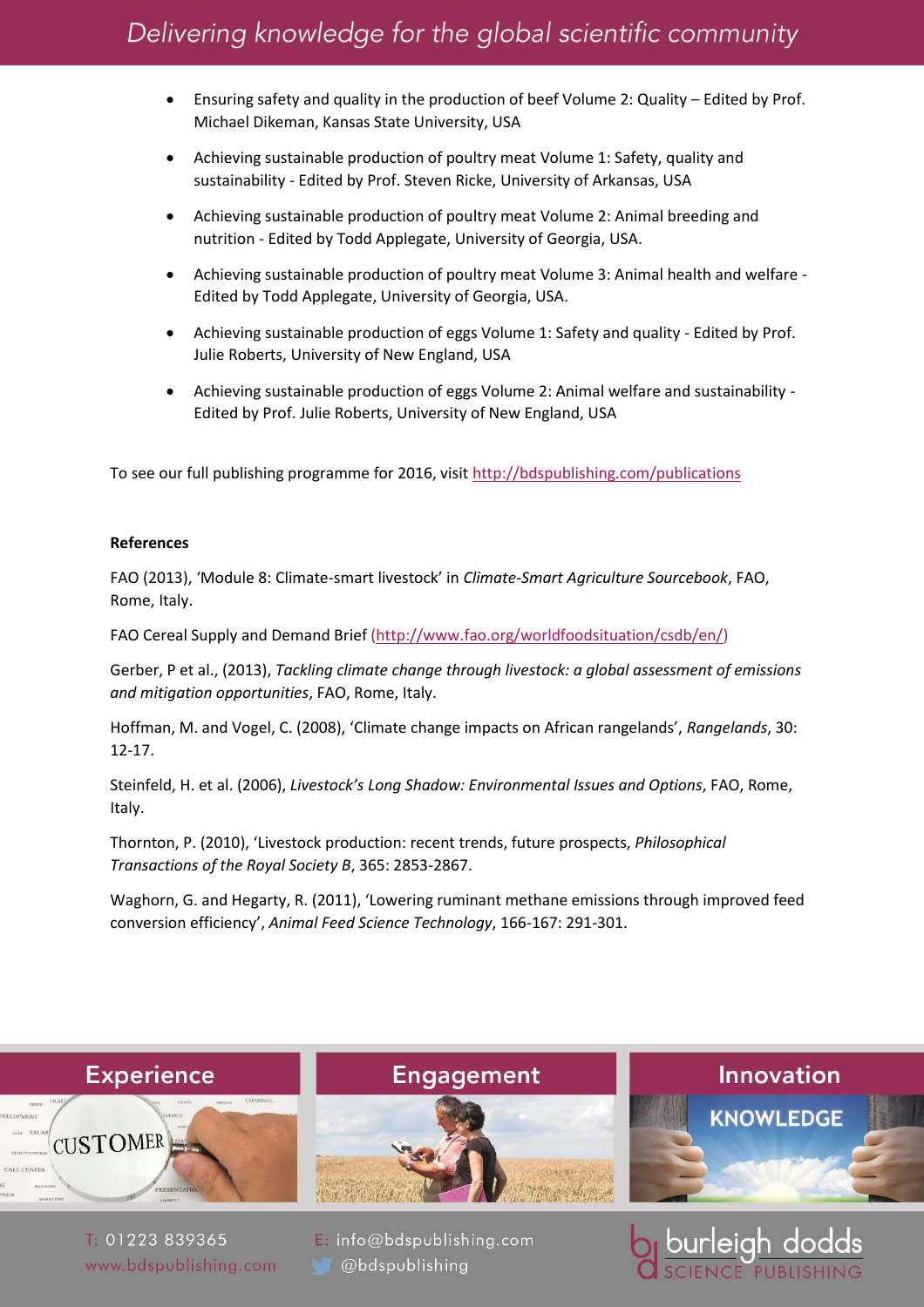- Ensuring safety and quality in the production of beef Volume 2: Quality – Edited by Prof. Michael Dikeman, Kansas State University, USA
- Achieving sustainable production of poultry meat Volume 1: Safety, quality and sustainability - Edited by Prof. Steven Ricke, University of Arkansas, USA
- Achieving sustainable production of poultry meat Volume 2: Animal breeding and nutrition - Edited by Todd Applegate, University of Georgia, USA.
- Achieving sustainable production of poultry meat Volume 3: Animal health and welfare - Edited by Todd Applegate, University of Georgia, USA.
- Achieving sustainable production of eggs Volume 1: Safety and quality - Edited by Prof. Julie Roberts, University of New England, USA
- Achieving sustainable production of eggs Volume 2: Animal welfare and sustainability - Edited by Prof. Julie Roberts, University of New England, USA

To see our full publishing programme for 2016, visit http://bdspublishing.com/publications

**References**

FAO (2013), 'Module 8: Climate-smart livestock' in *Climate-Smart Agriculture Sourcebook*, FAO, Rome, Italy.

FAO Cereal Supply and Demand Brief (http://www.fao.org/worldfoodsituation/csdb/en/)

Gerber, P et al., (2013), *Tackling climate change through livestock: a global assessment of emissions and mitigation opportunities*, FAO, Rome, Italy.

Hoffman, M. and Vogel, C. (2008), 'Climate change impacts on African rangelands', *Rangelands*, 30: 12-17.

Steinfeld, H. et al. (2006), *Livestock's Long Shadow: Environmental Issues and Options*, FAO, Rome, Italy.

Thornton, P. (2010), 'Livestock production: recent trends, future prospects, *Philosophical Transactions of the Royal Society B*, 365: 2853-2867.

Waghorn, G. and Hegarty, R. (2011), 'Lowering ruminant methane emissions through improved feed conversion efficiency', *Animal Feed Science Technology*, 166-167: 291-301.

Experience | Engagement | Innovation

T: 01223 839365
www.bdspublishing.com

E: info@bdspublishing.com
@bdspublishing

burleigh dodds SCIENCE PUBLISHING